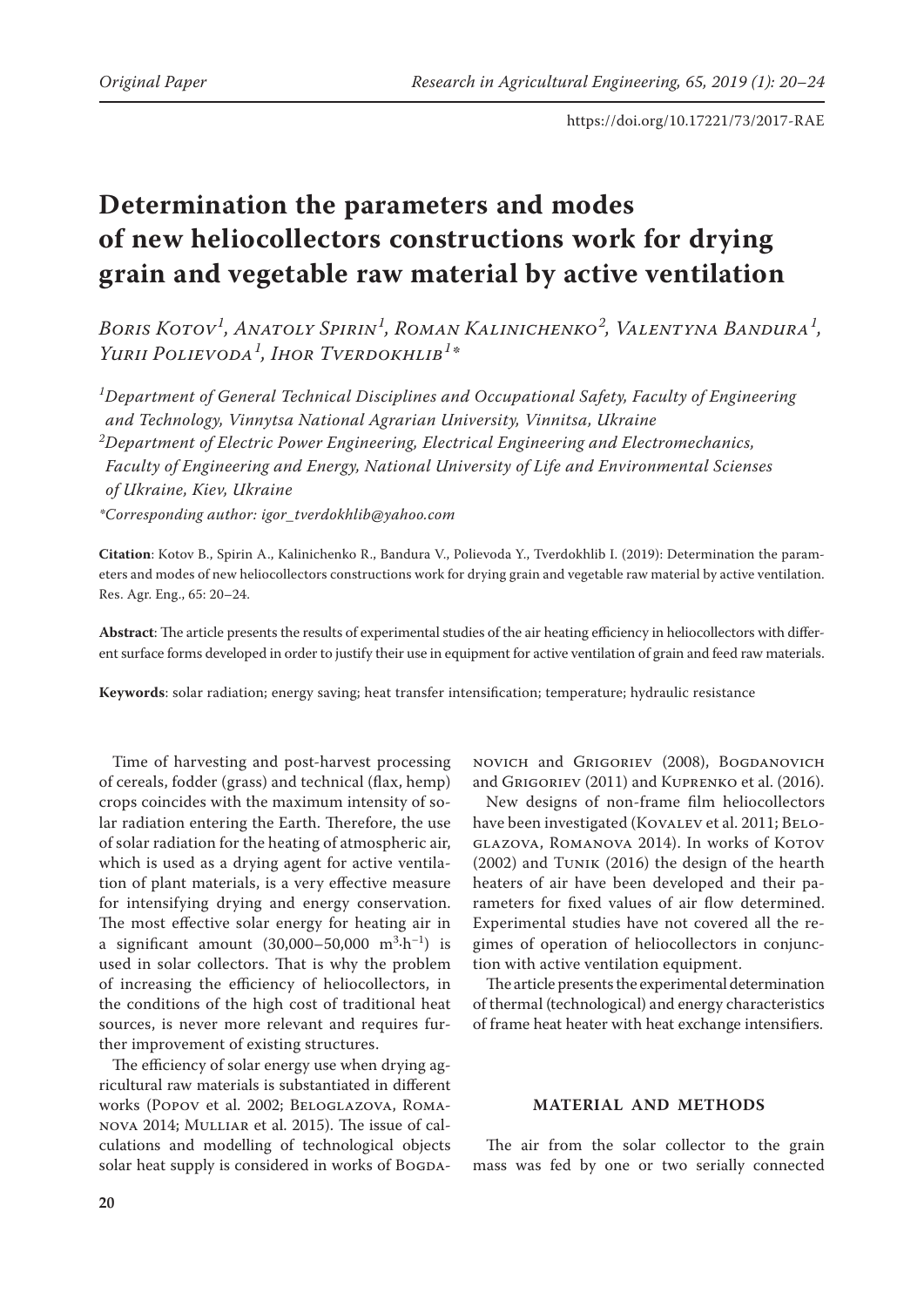# Determination the parameters and modes of new heliocollectors constructions work for drying grain and vegetable raw material by active ventilation

*Boris Kotov[1], Anatoly Spirin[1], Roman Kalinichenko[2], Valentyna Bandura[1], Yurii Polievoda[1], Ihor Tverdokhlib[1]\**

*[1]Department of General Technical Disciplines and Occupational Safety, Faculty of Engineering and Technology, Vinnytsa National Agrarian University, Vinnitsa, Ukraine*

*[2]Department of Electric Power Engineering, Electrical Engineering and Electromechanics, Faculty of Engineering and Energy, National University of Life and Environmental Scienses of Ukraine, Kiev, Ukraine*

*\*Corresponding author: igor_tverdokhlib@yahoo.com*

**Citation**: Kotov B., Spirin A., Kalinichenko R., Bandura V., Polievoda Y., Tverdokhlib I. (2019): Determination the parameters and modes of new heliocollectors constructions work for drying grain and vegetable raw material by active ventilation. Res. Agr. Eng., 65: 20–24.

**Abstract**: The article presents the results of experimental studies of the air heating efficiency in heliocollectors with different surface forms developed in order to justify their use in equipment for active ventilation of grain and feed raw materials.

**Keywords**: solar radiation; energy saving; heat transfer intensification; temperature; hydraulic resistance

Time of harvesting and post-harvest processing of cereals, fodder (grass) and technical (flax, hemp) crops coincides with the maximum intensity of solar radiation entering the Earth. Therefore, the use of solar radiation for the heating of atmospheric air, which is used as a drying agent for active ventilation of plant materials, is a very effective measure for intensifying drying and energy conservation. The most effective solar energy for heating air in a significant amount (30,000–50,000 $m^3 \cdot h^{-1}$) is used in solar collectors. That is why the problem of increasing the efficiency of heliocollectors, in the conditions of the high cost of traditional heat sources, is never more relevant and requires further improvement of existing structures.

The efficiency of solar energy use when drying agricultural raw materials is substantiated in different works (Popov et al. 2002; Beloglazova, Romanova 2014; Mulliar et al. 2015). The issue of calculations and modelling of technological objects solar heat supply is considered in works of Bogdanovich and Grigoriev (2008), Bogdanovich and Grigoriev (2011) and Kuprenko et al. (2016).

New designs of non-frame film heliocollectors have been investigated (Kovalev et al. 2011; Beloglazova, Romanova 2014). In works of Kotov (2002) and Tunik (2016) the design of the hearth heaters of air have been developed and their parameters for fixed values of air flow determined. Experimental studies have not covered all the regimes of operation of heliocollectors in conjunction with active ventilation equipment.

The article presents the experimental determination of thermal (technological) and energy characteristics of frame heat heater with heat exchange intensifiers.

## MATERIAL AND METHODS

The air from the solar collector to the grain mass was fed by one or two serially connected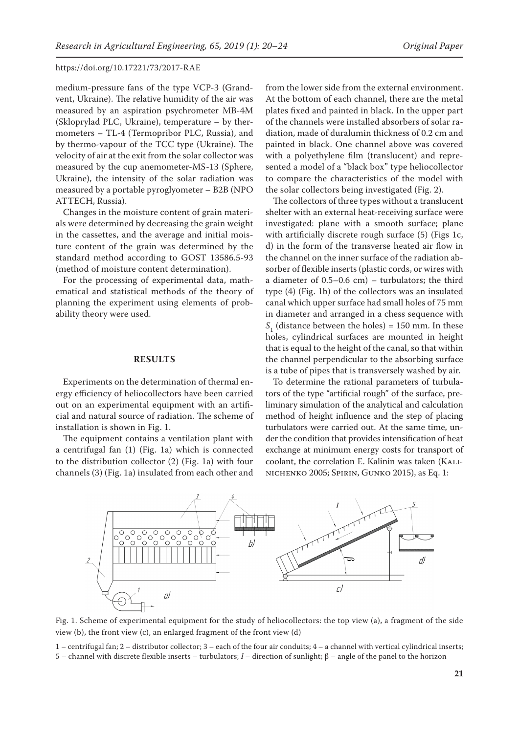medium-pressure fans of the type VCP-3 (Grandvent, Ukraine). The relative humidity of the air was measured by an aspiration psychrometer MB-4M (Skloprylad PLC, Ukraine), temperature – by thermometers – TL-4 (Termopribor PLC, Russia), and by thermo-vapour of the TCC type (Ukraine). The velocity of air at the exit from the solar collector was measured by the cup anemometer-MS-13 (Sphere, Ukraine), the intensity of the solar radiation was measured by a portable pyroglyometer – B2B (NPO ATTECH, Russia).

Changes in the moisture content of grain materials were determined by decreasing the grain weight in the cassettes, and the average and initial moisture content of the grain was determined by the standard method according to GOST 13586.5-93 (method of moisture content determination).

For the processing of experimental data, mathematical and statistical methods of the theory of planning the experiment using elements of probability theory were used.

## RESULTS

Experiments on the determination of thermal energy efficiency of heliocollectors have been carried out on an experimental equipment with an artificial and natural source of radiation. The scheme of installation is shown in Fig. 1.

The equipment contains a ventilation plant with a centrifugal fan (1) (Fig. 1a) which is connected to the distribution collector (2) (Fig. 1a) with four channels (3) (Fig. 1a) insulated from each other and from the lower side from the external environment. At the bottom of each channel, there are the metal plates fixed and painted in black. In the upper part of the channels were installed absorbers of solar radiation, made of duralumin thickness of 0.2 cm and painted in black. One channel above was covered with a polyethylene film (translucent) and represented a model of a "black box" type heliocollector to compare the characteristics of the model with the solar collectors being investigated (Fig. 2).

The collectors of three types without a translucent shelter with an external heat-receiving surface were investigated: plane with a smooth surface; plane with artificially discrete rough surface (5) (Figs 1c, d) in the form of the transverse heated air flow in the channel on the inner surface of the radiation absorber of flexible inserts (plastic cords, or wires with a diameter of 0.5–0.6 cm) – turbulators; the third type (4) (Fig. 1b) of the collectors was an insulated canal which upper surface had small holes of 75 mm in diameter and arranged in a chess sequence with $S_1$ (distance between the holes) = 150 mm. In these holes, cylindrical surfaces are mounted in height that is equal to the height of the canal, so that within the channel perpendicular to the absorbing surface is a tube of pipes that is transversely washed by air.

To determine the rational parameters of turbulators of the type "artificial rough" of the surface, preliminary simulation of the analytical and calculation method of height influence and the step of placing turbulators were carried out. At the same time, under the condition that provides intensification of heat exchange at minimum energy costs for transport of coolant, the correlation E. Kalinin was taken (Kalinichenko 2005; Spirin, Gunko 2015), as Eq. 1:

Fig. 1. Scheme of experimental equipment for the study of heliocollectors: the top view (a), a fragment of the side view (b), the front view (c), an enlarged fragment of the front view (d)

1 – centrifugal fan; 2 – distributor collector; 3 – each of the four air conduits; 4 – a channel with vertical cylindrical inserts; 5 – channel with discrete flexible inserts – turbulators; *I* – direction of sunlight; β – angle of the panel to the horizon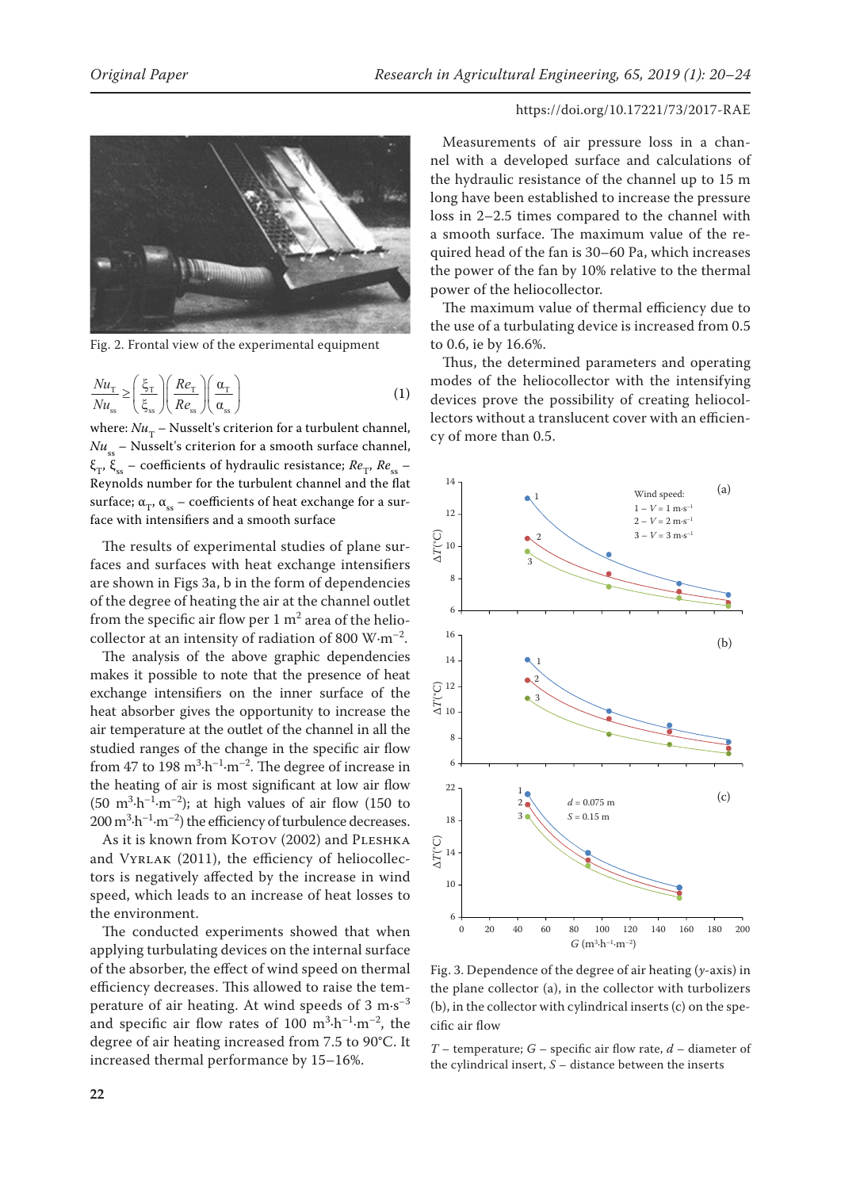Fig. 2. Frontal view of the experimental equipment

$$\frac{Nu_T}{Nu_{ss}} \geq \left(\frac{\xi_T}{\xi_{ss}}\right)\left(\frac{Re_T}{Re_{ss}}\right)\left(\frac{\alpha_T}{\alpha_{ss}}\right) \tag{1}$$

where: $Nu_T$ – Nusselt's criterion for a turbulent channel, $Nu_{ss}$ – Nusselt's criterion for a smooth surface channel, $\xi_T$, $\xi_{ss}$ – coefficients of hydraulic resistance; $Re_T$, $Re_{ss}$ – Reynolds number for the turbulent channel and the flat surface; $\alpha_T$, $\alpha_{ss}$ – coefficients of heat exchange for a surface with intensifiers and a smooth surface

The results of experimental studies of plane surfaces and surfaces with heat exchange intensifiers are shown in Figs 3a, b in the form of dependencies of the degree of heating the air at the channel outlet from the specific air flow per 1 $m^2$ area of the heliocollector at an intensity of radiation of 800 $W \cdot m^{-2}$.

The analysis of the above graphic dependencies makes it possible to note that the presence of heat exchange intensifiers on the inner surface of the heat absorber gives the opportunity to increase the air temperature at the outlet of the channel in all the studied ranges of the change in the specific air flow from 47 to 198 $m^3 \cdot h^{-1} \cdot m^{-2}$. The degree of increase in the heating of air is most significant at low air flow (50 $m^3 \cdot h^{-1} \cdot m^{-2}$); at high values of air flow (150 to 200 $m^3 \cdot h^{-1} \cdot m^{-2}$) the efficiency of turbulence decreases.

As it is known from Kotov (2002) and Pleshka and Vyrlak (2011), the efficiency of heliocollectors is negatively affected by the increase in wind speed, which leads to an increase of heat losses to the environment.

The conducted experiments showed that when applying turbulating devices on the internal surface of the absorber, the effect of wind speed on thermal efficiency decreases. This allowed to raise the temperature of air heating. At wind speeds of 3 $m \cdot s^{-3}$ and specific air flow rates of 100 $m^3 \cdot h^{-1} \cdot m^{-2}$, the degree of air heating increased from 7.5 to 90°C. It increased thermal performance by 15–16%.

Measurements of air pressure loss in a channel with a developed surface and calculations of the hydraulic resistance of the channel up to 15 m long have been established to increase the pressure loss in 2–2.5 times compared to the channel with a smooth surface. The maximum value of the required head of the fan is 30–60 Pa, which increases the power of the fan by 10% relative to the thermal power of the heliocollector.

The maximum value of thermal efficiency due to the use of a turbulating device is increased from 0.5 to 0.6, ie by 16.6%.

Thus, the determined parameters and operating modes of the heliocollector with the intensifying devices prove the possibility of creating heliocollectors without a translucent cover with an efficiency of more than 0.5.

Fig. 3. Dependence of the degree of air heating ($y$-axis) in the plane collector (a), in the collector with turbolizers (b), in the collector with cylindrical inserts (c) on the specific air flow

$T$ – temperature; $G$ – specific air flow rate, $d$ – diameter of the cylindrical insert, $S$ – distance between the inserts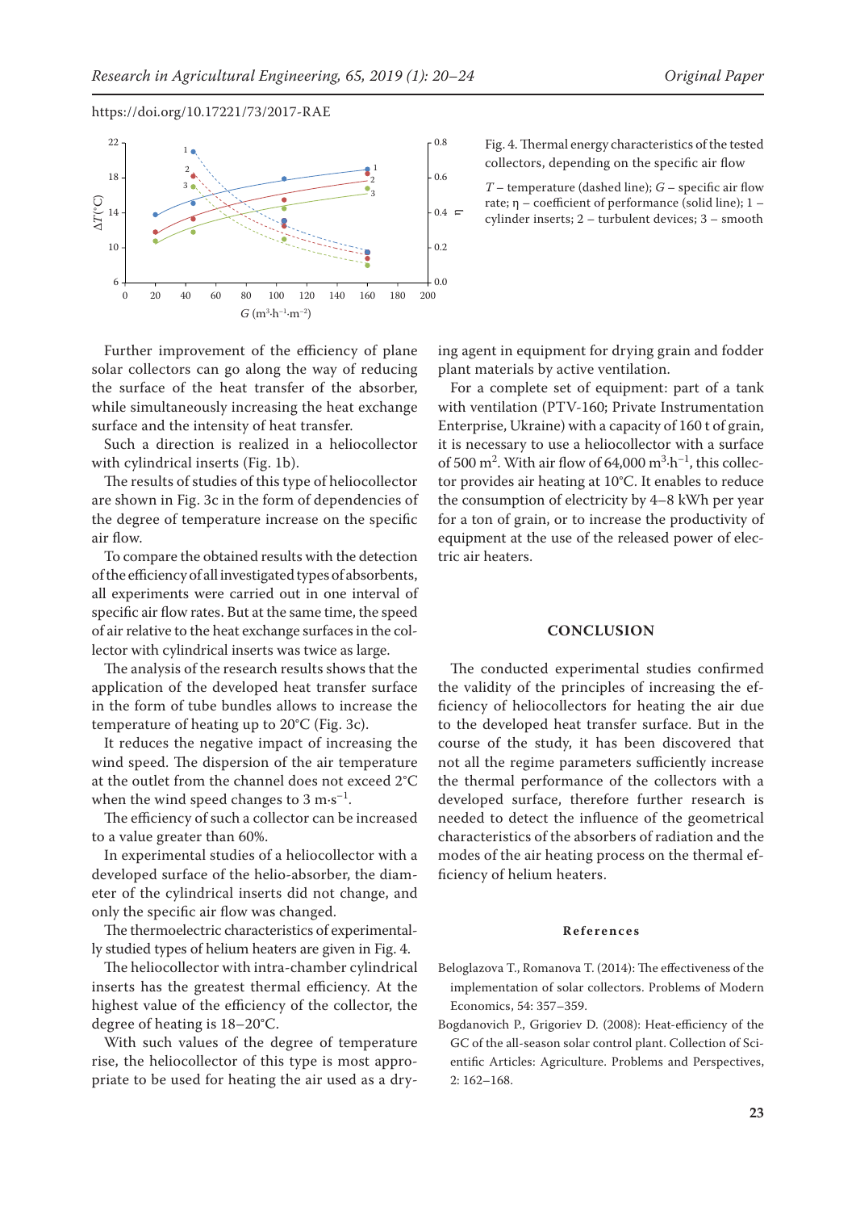Fig. 4. Thermal energy characteristics of the tested collectors, depending on the specific air flow

$T$ – temperature (dashed line); $G$ – specific air flow rate; $\eta$ – coefficient of performance (solid line); 1 – cylinder inserts; 2 – turbulent devices; 3 – smooth

Further improvement of the efficiency of plane solar collectors can go along the way of reducing the surface of the heat transfer of the absorber, while simultaneously increasing the heat exchange surface and the intensity of heat transfer.

Such a direction is realized in a heliocollector with cylindrical inserts (Fig. 1b).

The results of studies of this type of heliocollector are shown in Fig. 3c in the form of dependencies of the degree of temperature increase on the specific air flow.

To compare the obtained results with the detection of the efficiency of all investigated types of absorbents, all experiments were carried out in one interval of specific air flow rates. But at the same time, the speed of air relative to the heat exchange surfaces in the collector with cylindrical inserts was twice as large.

The analysis of the research results shows that the application of the developed heat transfer surface in the form of tube bundles allows to increase the temperature of heating up to 20°C (Fig. 3c).

It reduces the negative impact of increasing the wind speed. The dispersion of the air temperature at the outlet from the channel does not exceed 2°C when the wind speed changes to 3 $m \cdot s^{-1}$.

The efficiency of such a collector can be increased to a value greater than 60%.

In experimental studies of a heliocollector with a developed surface of the helio-absorber, the diameter of the cylindrical inserts did not change, and only the specific air flow was changed.

The thermoelectric characteristics of experimentally studied types of helium heaters are given in Fig. 4.

The heliocollector with intra-chamber cylindrical inserts has the greatest thermal efficiency. At the highest value of the efficiency of the collector, the degree of heating is 18–20°C.

With such values of the degree of temperature rise, the heliocollector of this type is most appropriate to be used for heating the air used as a drying agent in equipment for drying grain and fodder plant materials by active ventilation.

For a complete set of equipment: part of a tank with ventilation (PTV-160; Private Instrumentation Enterprise, Ukraine) with a capacity of 160 t of grain, it is necessary to use a heliocollector with a surface of 500 $m^2$. With air flow of 64,000 $m^3 \cdot h^{-1}$, this collector provides air heating at 10°C. It enables to reduce the consumption of electricity by 4–8 kWh per year for a ton of grain, or to increase the productivity of equipment at the use of the released power of electric air heaters.

## CONCLUSION

The conducted experimental studies confirmed the validity of the principles of increasing the efficiency of heliocollectors for heating the air due to the developed heat transfer surface. But in the course of the study, it has been discovered that not all the regime parameters sufficiently increase the thermal performance of the collectors with a developed surface, therefore further research is needed to detect the influence of the geometrical characteristics of the absorbers of radiation and the modes of the air heating process on the thermal efficiency of helium heaters.

### References

Beloglazova T., Romanova T. (2014): The effectiveness of the implementation of solar collectors. Problems of Modern Economics, 54: 357–359.

Bogdanovich P., Grigoriev D. (2008): Heat-efficiency of the GC of the all-season solar control plant. Collection of Scientific Articles: Agriculture. Problems and Perspectives, 2: 162–168.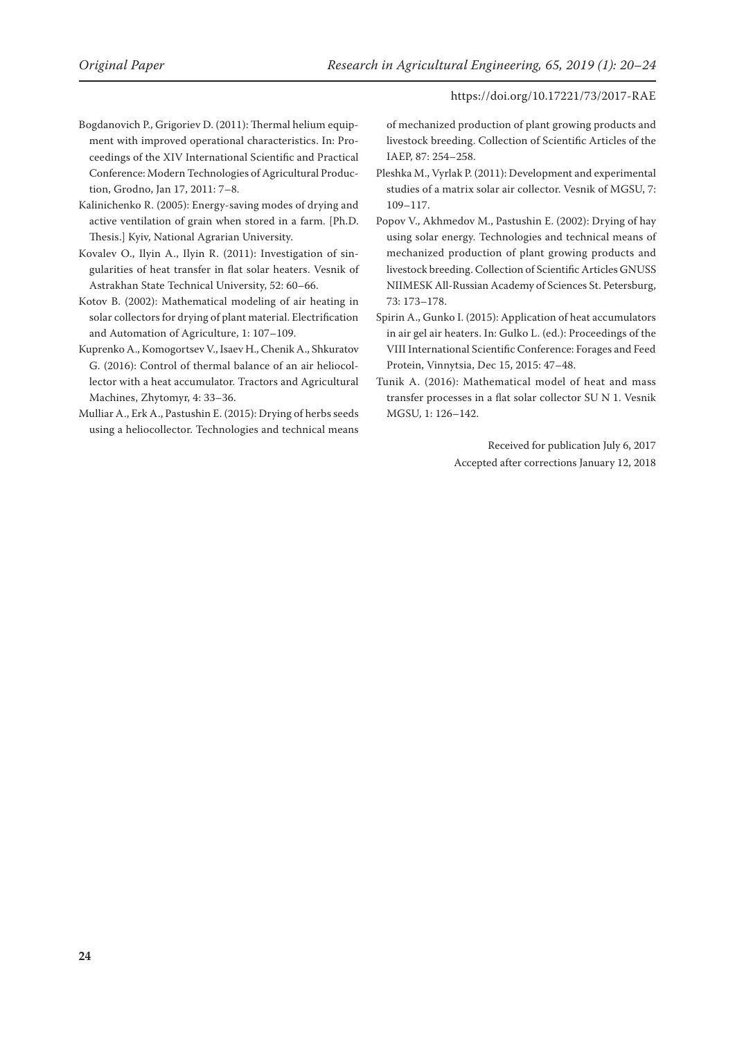Bogdanovich P., Grigoriev D. (2011): Thermal helium equipment with improved operational characteristics. In: Proceedings of the XIV International Scientific and Practical Conference: Modern Technologies of Agricultural Production, Grodno, Jan 17, 2011: 7–8.

Kalinichenko R. (2005): Energy-saving modes of drying and active ventilation of grain when stored in a farm. [Ph.D. Thesis.] Kyiv, National Agrarian University.

Kovalev O., Ilyin A., Ilyin R. (2011): Investigation of singularities of heat transfer in flat solar heaters. Vesnik of Astrakhan State Technical University, 52: 60–66.

Kotov B. (2002): Mathematical modeling of air heating in solar collectors for drying of plant material. Electrification and Automation of Agriculture, 1: 107–109.

Kuprenko A., Komogortsev V., Isaev H., Chenik A., Shkuratov G. (2016): Control of thermal balance of an air heliocollector with a heat accumulator. Tractors and Agricultural Machines, Zhytomyr, 4: 33–36.

Mulliar A., Erk A., Pastushin E. (2015): Drying of herbs seeds using a heliocollector. Technologies and technical means of mechanized production of plant growing products and livestock breeding. Collection of Scientific Articles of the IAEP, 87: 254–258.

Pleshka M., Vyrlak P. (2011): Development and experimental studies of a matrix solar air collector. Vesnik of MGSU, 7: 109–117.

Popov V., Akhmedov M., Pastushin E. (2002): Drying of hay using solar energy. Technologies and technical means of mechanized production of plant growing products and livestock breeding. Collection of Scientific Articles GNUSS NIIMESK All-Russian Academy of Sciences St. Petersburg, 73: 173–178.

Spirin A., Gunko I. (2015): Application of heat accumulators in air gel air heaters. In: Gulko L. (ed.): Proceedings of the VIII International Scientific Conference: Forages and Feed Protein, Vinnytsia, Dec 15, 2015: 47–48.

Tunik A. (2016): Mathematical model of heat and mass transfer processes in a flat solar collector SU N 1. Vesnik MGSU, 1: 126–142.

Received for publication July 6, 2017
Accepted after corrections January 12, 2018